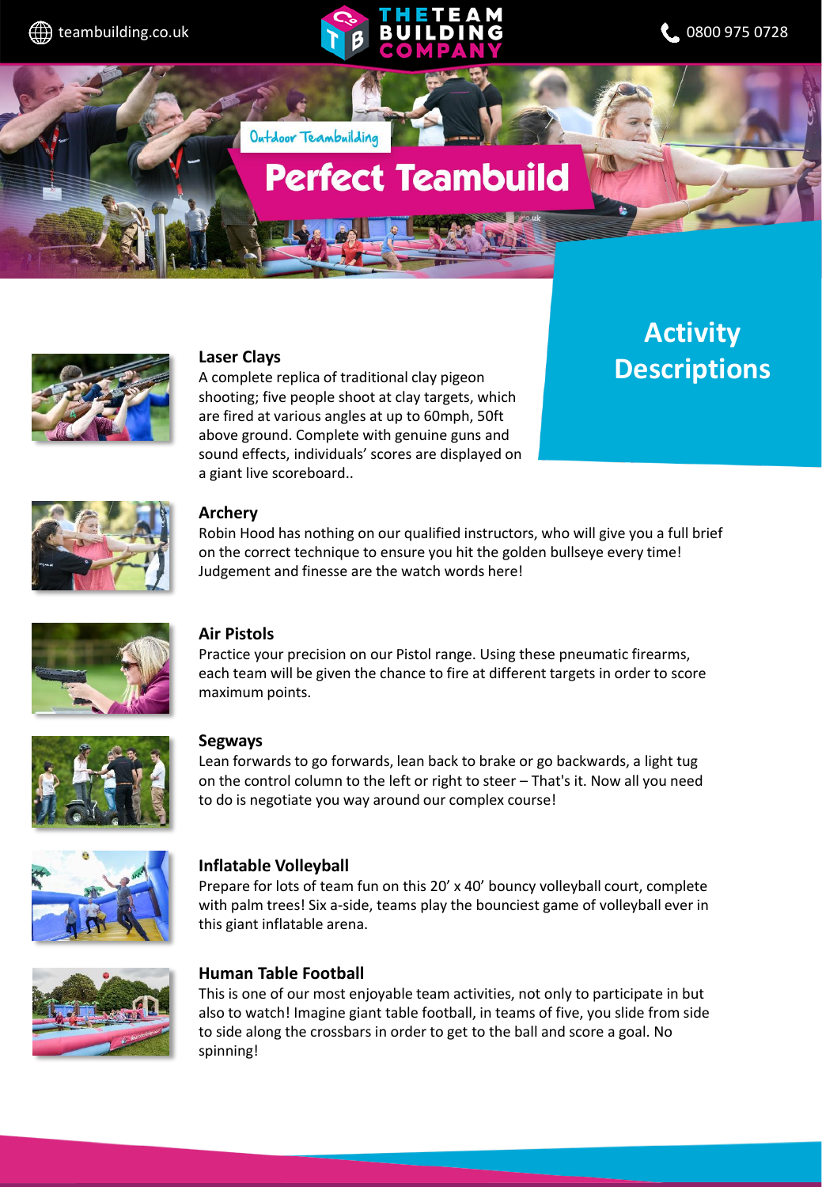teambuilding.co.uk

THE TEAM BUILDING COMPANY

0800 975 0728

Outdoor Teambuilding

# Perfect Teambuild

## Activity Descriptions

### Laser Clays

A complete replica of traditional clay pigeon shooting; five people shoot at clay targets, which are fired at various angles at up to 60mph, 50ft above ground. Complete with genuine guns and sound effects, individuals' scores are displayed on a giant live scoreboard..

### Archery

Robin Hood has nothing on our qualified instructors, who will give you a full brief on the correct technique to ensure you hit the golden bullseye every time! Judgement and finesse are the watch words here!

### Air Pistols

Practice your precision on our Pistol range. Using these pneumatic firearms, each team will be given the chance to fire at different targets in order to score maximum points.

### Segways

Lean forwards to go forwards, lean back to brake or go backwards, a light tug on the control column to the left or right to steer – That's it. Now all you need to do is negotiate you way around our complex course!

### Inflatable Volleyball

Prepare for lots of team fun on this 20' x 40' bouncy volleyball court, complete with palm trees! Six a-side, teams play the bounciest game of volleyball ever in this giant inflatable arena.

### Human Table Football

This is one of our most enjoyable team activities, not only to participate in but also to watch! Imagine giant table football, in teams of five, you slide from side to side along the crossbars in order to get to the ball and score a goal. No spinning!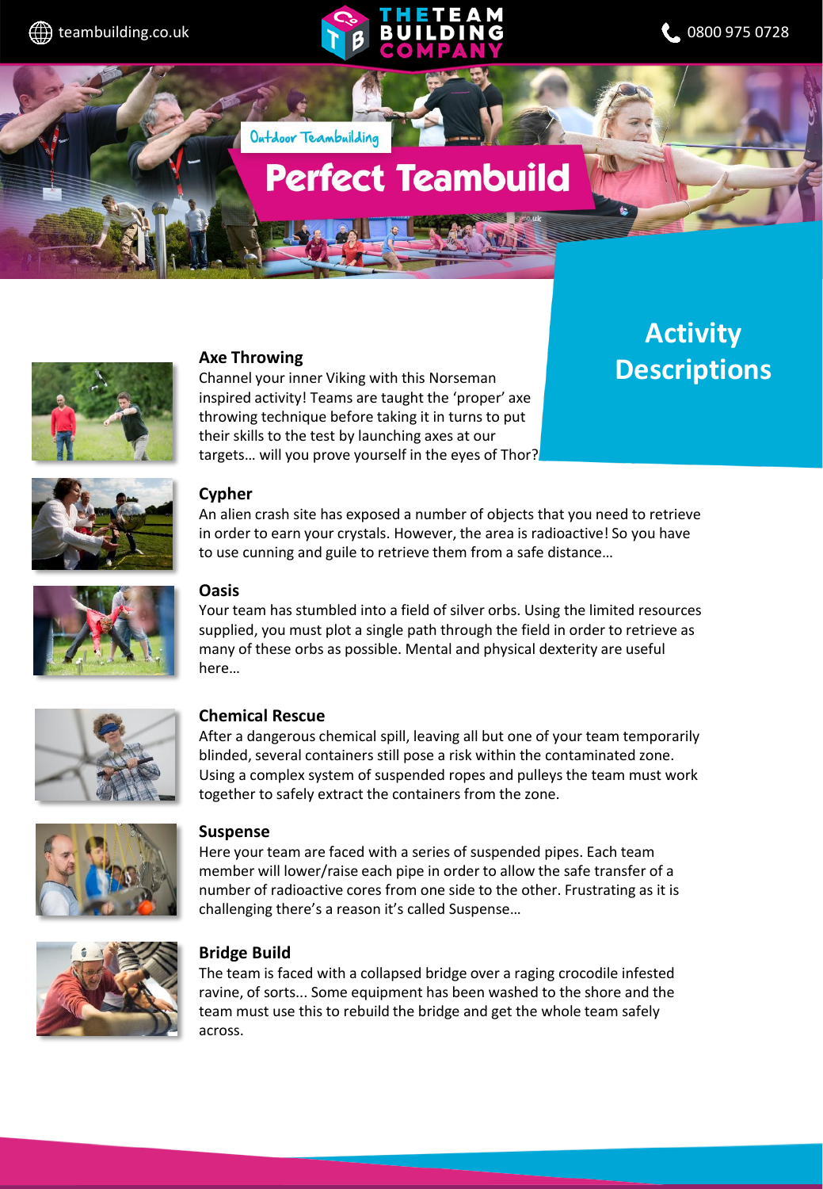Outdoor Teambuilding

# Perfect Teambuild

## Activity Descriptions

### Axe Throwing

Channel your inner Viking with this Norseman inspired activity! Teams are taught the 'proper' axe throwing technique before taking it in turns to put their skills to the test by launching axes at our targets… will you prove yourself in the eyes of Thor?

### Cypher

An alien crash site has exposed a number of objects that you need to retrieve in order to earn your crystals. However, the area is radioactive! So you have to use cunning and guile to retrieve them from a safe distance…

### Oasis

Your team has stumbled into a field of silver orbs. Using the limited resources supplied, you must plot a single path through the field in order to retrieve as many of these orbs as possible. Mental and physical dexterity are useful here…

### Chemical Rescue

After a dangerous chemical spill, leaving all but one of your team temporarily blinded, several containers still pose a risk within the contaminated zone. Using a complex system of suspended ropes and pulleys the team must work together to safely extract the containers from the zone.

### Suspense

Here your team are faced with a series of suspended pipes. Each team member will lower/raise each pipe in order to allow the safe transfer of a number of radioactive cores from one side to the other. Frustrating as it is challenging there's a reason it's called Suspense…

### Bridge Build

The team is faced with a collapsed bridge over a raging crocodile infested ravine, of sorts... Some equipment has been washed to the shore and the team must use this to rebuild the bridge and get the whole team safely across.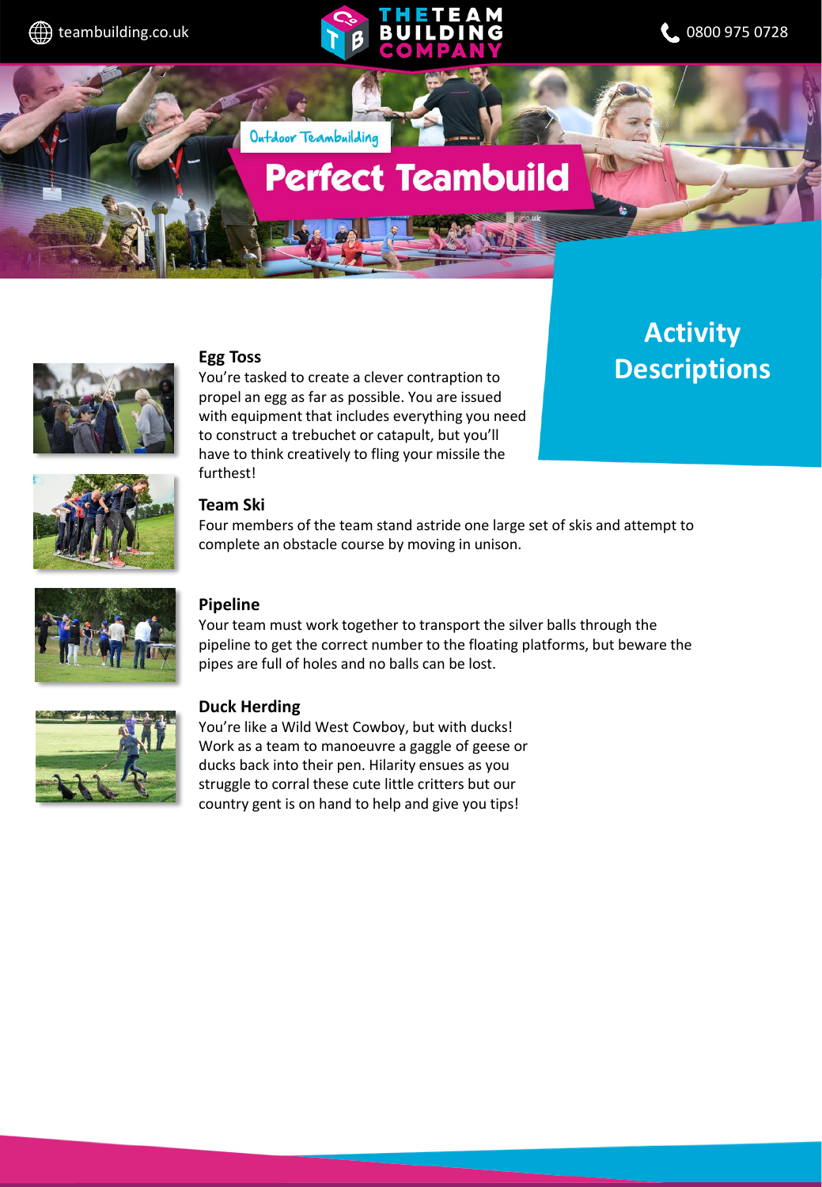Outdoor Teambuilding

# Perfect Teambuild

## Activity Descriptions

### Egg Toss

You're tasked to create a clever contraption to propel an egg as far as possible. You are issued with equipment that includes everything you need to construct a trebuchet or catapult, but you'll have to think creatively to fling your missile the furthest!

### Team Ski

Four members of the team stand astride one large set of skis and attempt to complete an obstacle course by moving in unison.

### Pipeline

Your team must work together to transport the silver balls through the pipeline to get the correct number to the floating platforms, but beware the pipes are full of holes and no balls can be lost.

### Duck Herding

You're like a Wild West Cowboy, but with ducks! Work as a team to manoeuvre a gaggle of geese or ducks back into their pen. Hilarity ensues as you struggle to corral these cute little critters but our country gent is on hand to help and give you tips!